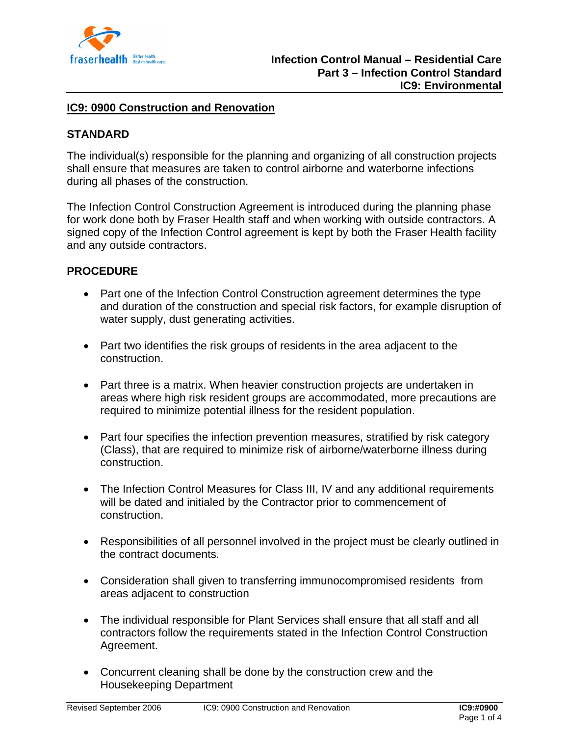## IC9: 0900 Construction and Renovation

### STANDARD

The individual(s) responsible for the planning and organizing of all construction projects shall ensure that measures are taken to control airborne and waterborne infections during all phases of the construction.

The Infection Control Construction Agreement is introduced during the planning phase for work done both by Fraser Health staff and when working with outside contractors. A signed copy of the Infection Control agreement is kept by both the Fraser Health facility and any outside contractors.

### PROCEDURE

- Part one of the Infection Control Construction agreement determines the type and duration of the construction and special risk factors, for example disruption of water supply, dust generating activities.

- Part two identifies the risk groups of residents in the area adjacent to the construction.

- Part three is a matrix. When heavier construction projects are undertaken in areas where high risk resident groups are accommodated, more precautions are required to minimize potential illness for the resident population.

- Part four specifies the infection prevention measures, stratified by risk category (Class), that are required to minimize risk of airborne/waterborne illness during construction.

- The Infection Control Measures for Class III, IV and any additional requirements will be dated and initialed by the Contractor prior to commencement of construction.

- Responsibilities of all personnel involved in the project must be clearly outlined in the contract documents.

- Consideration shall given to transferring immunocompromised residents from areas adjacent to construction

- The individual responsible for Plant Services shall ensure that all staff and all contractors follow the requirements stated in the Infection Control Construction Agreement.

- Concurrent cleaning shall be done by the construction crew and the Housekeeping Department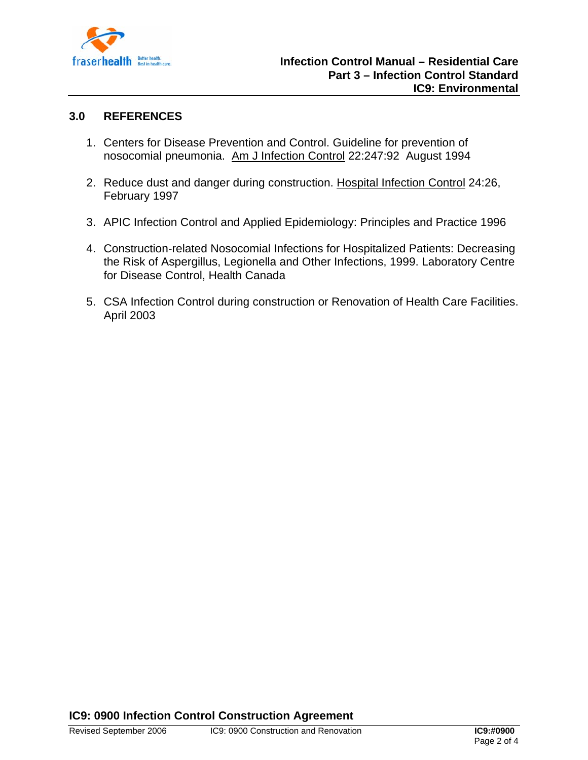## 3.0 REFERENCES

1. Centers for Disease Prevention and Control. Guideline for prevention of nosocomial pneumonia. Am J Infection Control 22:247:92 August 1994

2. Reduce dust and danger during construction. Hospital Infection Control 24:26, February 1997

3. APIC Infection Control and Applied Epidemiology: Principles and Practice 1996

4. Construction-related Nosocomial Infections for Hospitalized Patients: Decreasing the Risk of Aspergillus, Legionella and Other Infections, 1999. Laboratory Centre for Disease Control, Health Canada

5. CSA Infection Control during construction or Renovation of Health Care Facilities. April 2003

## IC9: 0900 Infection Control Construction Agreement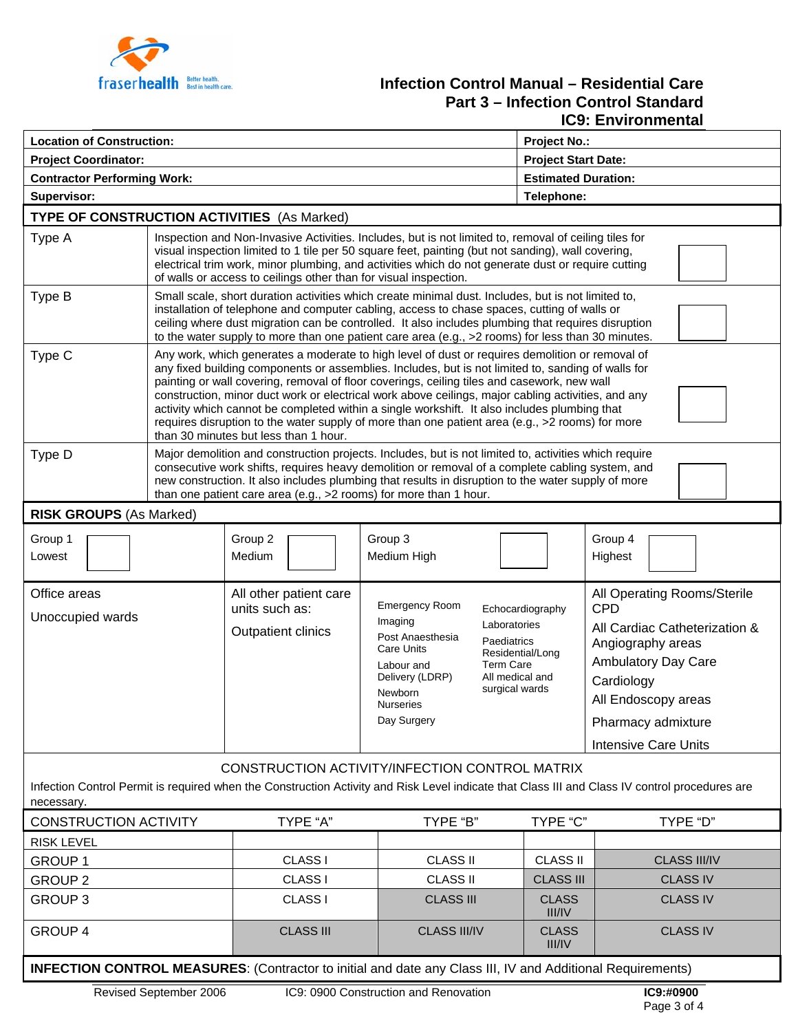| Location of Construction: | Project No.: |
|---|---|
| Project Coordinator: | Project Start Date: |
| Contractor Performing Work: | Estimated Duration: |
| Supervisor: | Telephone: |

**TYPE OF CONSTRUCTION ACTIVITIES** (As Marked)

| Type | Description | Mark |
|---|---|---|
| Type A | Inspection and Non-Invasive Activities. Includes, but is not limited to, removal of ceiling tiles for visual inspection limited to 1 tile per 50 square feet, painting (but not sanding), wall covering, electrical trim work, minor plumbing, and activities which do not generate dust or require cutting of walls or access to ceilings other than for visual inspection. | ☐ |
| Type B | Small scale, short duration activities which create minimal dust. Includes, but is not limited to, installation of telephone and computer cabling, access to chase spaces, cutting of walls or ceiling where dust migration can be controlled. It also includes plumbing that requires disruption to the water supply to more than one patient care area (e.g., >2 rooms) for less than 30 minutes. | ☐ |
| Type C | Any work, which generates a moderate to high level of dust or requires demolition or removal of any fixed building components or assemblies. Includes, but is not limited to, sanding of walls for painting or wall covering, removal of floor coverings, ceiling tiles and casework, new wall construction, minor duct work or electrical work above ceilings, major cabling activities, and any activity which cannot be completed within a single workshift. It also includes plumbing that requires disruption to the water supply of more than one patient area (e.g., >2 rooms) for more than 30 minutes but less than 1 hour. | ☐ |
| Type D | Major demolition and construction projects. Includes, but is not limited to, activities which require consecutive work shifts, requires heavy demolition or removal of a complete cabling system, and new construction. It also includes plumbing that results in disruption to the water supply of more than one patient care area (e.g., >2 rooms) for more than 1 hour. | ☐ |

**RISK GROUPS** (As Marked)

| Group 1 Lowest ☐ | Group 2 Medium ☐ | Group 3 Medium High ☐ | Group 4 Highest ☐ |
|---|---|---|---|
| Office areas<br>Unoccupied wards | All other patient care units such as:<br>Outpatient clinics | Emergency Room<br>Imaging<br>Post Anaesthesia Care Units<br>Labour and Delivery (LDRP)<br>Newborn Nurseries<br>Day Surgery<br>Echocardiography<br>Laboratories<br>Paediatrics<br>Residential/Long Term Care<br>All medical and surgical wards | All Operating Rooms/Sterile CPD<br>All Cardiac Catheterization & Angiography areas<br>Ambulatory Day Care<br>Cardiology<br>All Endoscopy areas<br>Pharmacy admixture<br>Intensive Care Units |

CONSTRUCTION ACTIVITY/INFECTION CONTROL MATRIX

Infection Control Permit is required when the Construction Activity and Risk Level indicate that Class III and Class IV control procedures are necessary.

| CONSTRUCTION ACTIVITY | TYPE "A" | TYPE "B" | TYPE "C" | TYPE "D" |
|---|---|---|---|---|
| RISK LEVEL | | | | |
| GROUP 1 | CLASS I | CLASS II | CLASS II | CLASS III/IV |
| GROUP 2 | CLASS I | CLASS II | CLASS III | CLASS IV |
| GROUP 3 | CLASS I | CLASS III | CLASS III/IV | CLASS IV |
| GROUP 4 | CLASS III | CLASS III/IV | CLASS III/IV | CLASS IV |

**INFECTION CONTROL MEASURES**: (Contractor to initial and date any Class III, IV and Additional Requirements)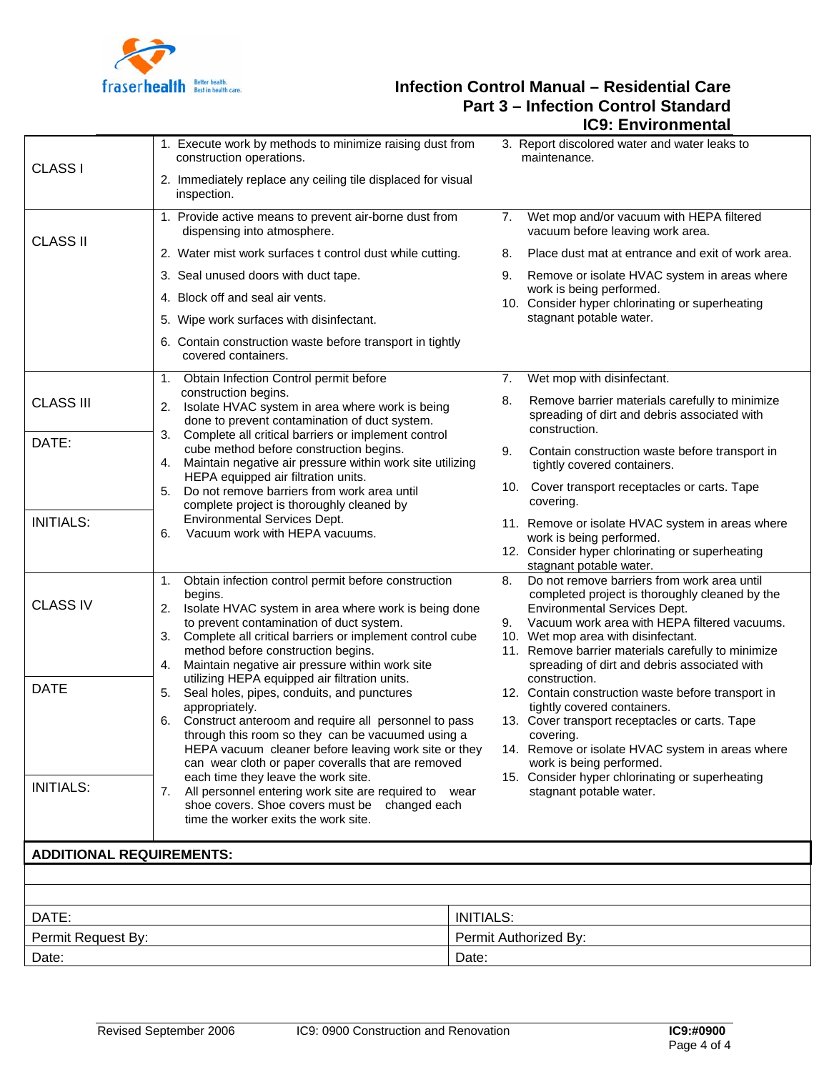| | | |
|---|---|---|
| CLASS I | 1. Execute work by methods to minimize raising dust from construction operations.<br>2. Immediately replace any ceiling tile displaced for visual inspection. | 3. Report discolored water and water leaks to maintenance. |
| CLASS II | 1. Provide active means to prevent air-borne dust from dispensing into atmosphere.<br>2. Water mist work surfaces t control dust while cutting.<br>3. Seal unused doors with duct tape.<br>4. Block off and seal air vents.<br>5. Wipe work surfaces with disinfectant.<br>6. Contain construction waste before transport in tightly covered containers. | 7. Wet mop and/or vacuum with HEPA filtered vacuum before leaving work area.<br>8. Place dust mat at entrance and exit of work area.<br>9. Remove or isolate HVAC system in areas where work is being performed.<br>10. Consider hyper chlorinating or superheating stagnant potable water. |
| CLASS III<br><br>DATE:<br><br>INITIALS: | 1. Obtain Infection Control permit before construction begins.<br>2. Isolate HVAC system in area where work is being done to prevent contamination of duct system.<br>3. Complete all critical barriers or implement control cube method before construction begins.<br>4. Maintain negative air pressure within work site utilizing HEPA equipped air filtration units.<br>5. Do not remove barriers from work area until complete project is thoroughly cleaned by Environmental Services Dept.<br>6. Vacuum work with HEPA vacuums. | 7. Wet mop with disinfectant.<br>8. Remove barrier materials carefully to minimize spreading of dirt and debris associated with construction.<br>9. Contain construction waste before transport in tightly covered containers.<br>10. Cover transport receptacles or carts. Tape covering.<br>11. Remove or isolate HVAC system in areas where work is being performed.<br>12. Consider hyper chlorinating or superheating stagnant potable water. |
| CLASS IV<br><br>DATE<br><br>INITIALS: | 1. Obtain infection control permit before construction begins.<br>2. Isolate HVAC system in area where work is being done to prevent contamination of duct system.<br>3. Complete all critical barriers or implement control cube method before construction begins.<br>4. Maintain negative air pressure within work site utilizing HEPA equipped air filtration units.<br>5. Seal holes, pipes, conduits, and punctures appropriately.<br>6. Construct anteroom and require all personnel to pass through this room so they can be vacuumed using a HEPA vacuum cleaner before leaving work site or they can wear cloth or paper coveralls that are removed each time they leave the work site.<br>7. All personnel entering work site are required to wear shoe covers. Shoe covers must be changed each time the worker exits the work site. | 8. Do not remove barriers from work area until completed project is thoroughly cleaned by the Environmental Services Dept.<br>9. Vacuum work area with HEPA filtered vacuums.<br>10. Wet mop area with disinfectant.<br>11. Remove barrier materials carefully to minimize spreading of dirt and debris associated with construction.<br>12. Contain construction waste before transport in tightly covered containers.<br>13. Cover transport receptacles or carts. Tape covering.<br>14. Remove or isolate HVAC system in areas where work is being performed.<br>15. Consider hyper chlorinating or superheating stagnant potable water. |

**ADDITIONAL REQUIREMENTS:**

| | |
|---|---|
| DATE: | INITIALS: |
| Permit Request By: | Permit Authorized By: |
| Date: | Date: |